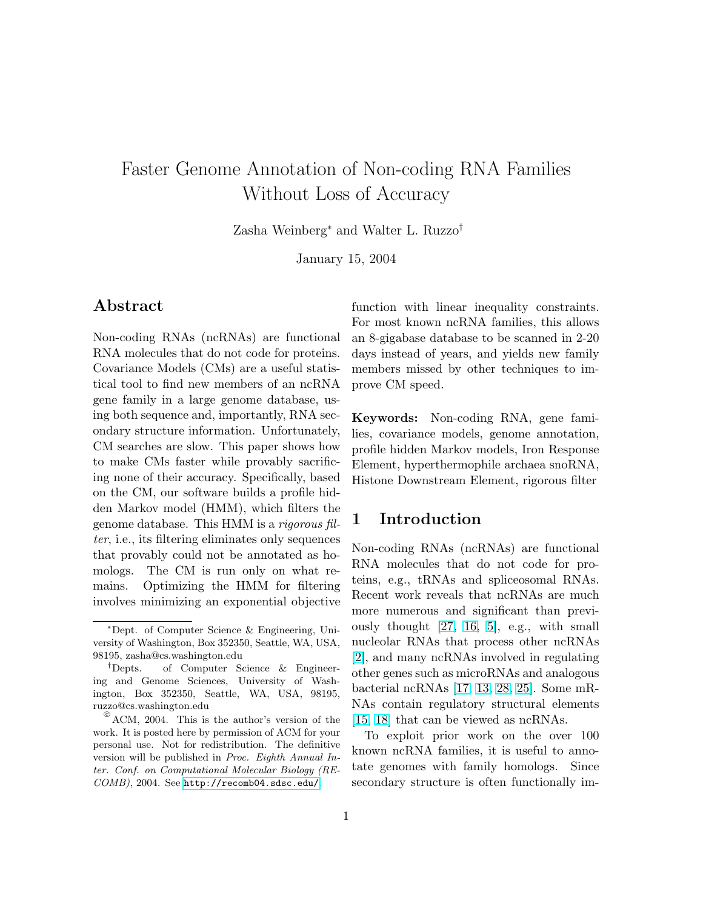# Faster Genome Annotation of Non-coding RNA Families Without Loss of Accuracy

Zasha Weinberg* and Walter L. Ruzzo†

January 15, 2004

## Abstract

Non-coding RNAs (ncRNAs) are functional RNA molecules that do not code for proteins. Covariance Models (CMs) are a useful statistical tool to find new members of an ncRNA gene family in a large genome database, using both sequence and, importantly, RNA secondary structure information. Unfortunately, CM searches are slow. This paper shows how to make CMs faster while provably sacrificing none of their accuracy. Specifically, based on the CM, our software builds a profile hidden Markov model (HMM), which filters the genome database. This HMM is a *rigorous filter*, i.e., its filtering eliminates only sequences that provably could not be annotated as homologs. The CM is run only on what remains. Optimizing the HMM for filtering involves minimizing an exponential objective function with linear inequality constraints. For most known ncRNA families, this allows an 8-gigabase database to be scanned in 2-20 days instead of years, and yields new family members missed by other techniques to improve CM speed.

**Keywords:** Non-coding RNA, gene families, covariance models, genome annotation, profile hidden Markov models, Iron Response Element, hyperthermophile archaea snoRNA, Histone Downstream Element, rigorous filter

## 1 Introduction

Non-coding RNAs (ncRNAs) are functional RNA molecules that do not code for proteins, e.g., tRNAs and spliceosomal RNAs. Recent work reveals that ncRNAs are much more numerous and significant than previously thought [27, 16, 5], e.g., with small nucleolar RNAs that process other ncRNAs [2], and many ncRNAs involved in regulating other genes such as microRNAs and analogous bacterial ncRNAs [17, 13, 28, 25]. Some mRNAs contain regulatory structural elements [15, 18] that can be viewed as ncRNAs.

To exploit prior work on the over 100 known ncRNA families, it is useful to annotate genomes with family homologs. Since secondary structure is often functionally im-

---

*Dept. of Computer Science & Engineering, University of Washington, Box 352350, Seattle, WA, USA, 98195, zasha@cs.washington.edu

†Depts. of Computer Science & Engineering and Genome Sciences, University of Washington, Box 352350, Seattle, WA, USA, 98195, ruzzo@cs.washington.edu

© ACM, 2004. This is the author's version of the work. It is posted here by permission of ACM for your personal use. Not for redistribution. The definitive version will be published in *Proc. Eighth Annual Inter. Conf. on Computational Molecular Biology (RECOMB)*, 2004. See http://recomb04.sdsc.edu/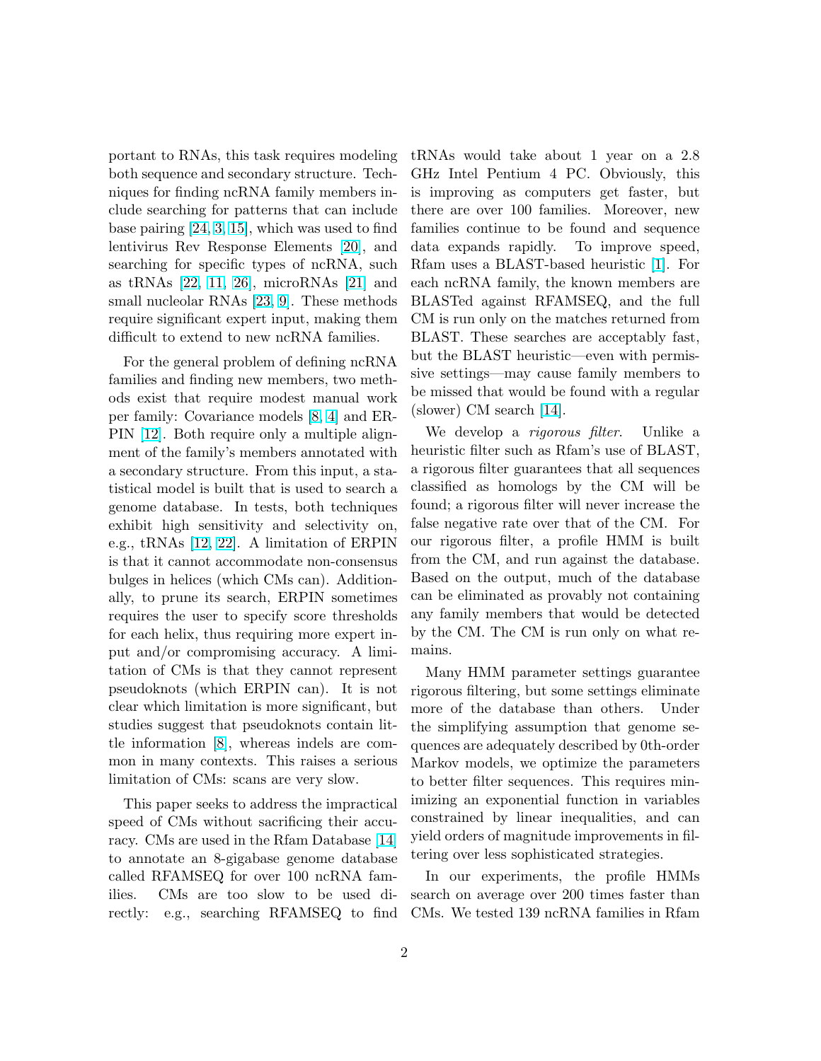portant to RNAs, this task requires modeling both sequence and secondary structure. Techniques for finding ncRNA family members include searching for patterns that can include base pairing [24, 3, 15], which was used to find lentivirus Rev Response Elements [20], and searching for specific types of ncRNA, such as tRNAs [22, 11, 26], microRNAs [21] and small nucleolar RNAs [23, 9]. These methods require significant expert input, making them difficult to extend to new ncRNA families.

For the general problem of defining ncRNA families and finding new members, two methods exist that require modest manual work per family: Covariance models [8, 4] and ERPIN [12]. Both require only a multiple alignment of the family's members annotated with a secondary structure. From this input, a statistical model is built that is used to search a genome database. In tests, both techniques exhibit high sensitivity and selectivity on, e.g., tRNAs [12, 22]. A limitation of ERPIN is that it cannot accommodate non-consensus bulges in helices (which CMs can). Additionally, to prune its search, ERPIN sometimes requires the user to specify score thresholds for each helix, thus requiring more expert input and/or compromising accuracy. A limitation of CMs is that they cannot represent pseudoknots (which ERPIN can). It is not clear which limitation is more significant, but studies suggest that pseudoknots contain little information [8], whereas indels are common in many contexts. This raises a serious limitation of CMs: scans are very slow.

This paper seeks to address the impractical speed of CMs without sacrificing their accuracy. CMs are used in the Rfam Database [14] to annotate an 8-gigabase genome database called RFAMSEQ for over 100 ncRNA families. CMs are too slow to be used directly: e.g., searching RFAMSEQ to find tRNAs would take about 1 year on a 2.8 GHz Intel Pentium 4 PC. Obviously, this is improving as computers get faster, but there are over 100 families. Moreover, new families continue to be found and sequence data expands rapidly. To improve speed, Rfam uses a BLAST-based heuristic [1]. For each ncRNA family, the known members are BLASTed against RFAMSEQ, and the full CM is run only on the matches returned from BLAST. These searches are acceptably fast, but the BLAST heuristic—even with permissive settings—may cause family members to be missed that would be found with a regular (slower) CM search [14].

We develop a *rigorous filter*. Unlike a heuristic filter such as Rfam's use of BLAST, a rigorous filter guarantees that all sequences classified as homologs by the CM will be found; a rigorous filter will never increase the false negative rate over that of the CM. For our rigorous filter, a profile HMM is built from the CM, and run against the database. Based on the output, much of the database can be eliminated as provably not containing any family members that would be detected by the CM. The CM is run only on what remains.

Many HMM parameter settings guarantee rigorous filtering, but some settings eliminate more of the database than others. Under the simplifying assumption that genome sequences are adequately described by 0th-order Markov models, we optimize the parameters to better filter sequences. This requires minimizing an exponential function in variables constrained by linear inequalities, and can yield orders of magnitude improvements in filtering over less sophisticated strategies.

In our experiments, the profile HMMs search on average over 200 times faster than CMs. We tested 139 ncRNA families in Rfam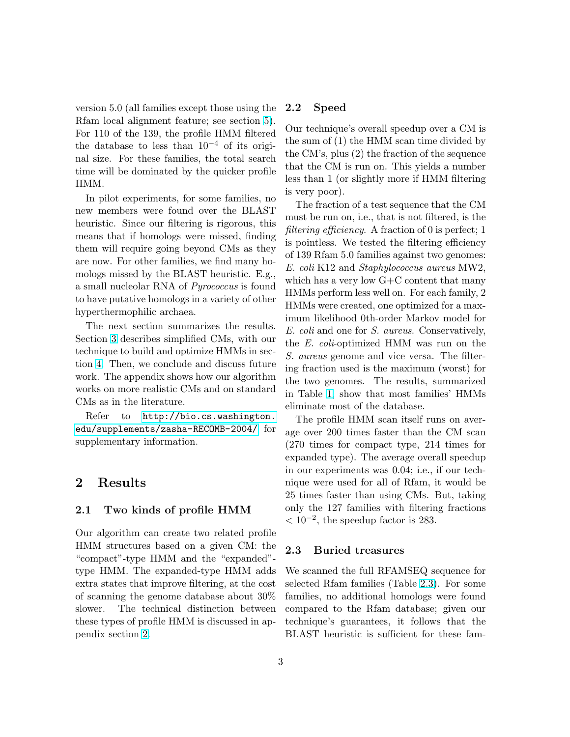version 5.0 (all families except those using the Rfam local alignment feature; see section 5). For 110 of the 139, the profile HMM filtered the database to less than $10^{-4}$ of its original size. For these families, the total search time will be dominated by the quicker profile HMM.

In pilot experiments, for some families, no new members were found over the BLAST heuristic. Since our filtering is rigorous, this means that if homologs were missed, finding them will require going beyond CMs as they are now. For other families, we find many homologs missed by the BLAST heuristic. E.g., a small nucleolar RNA of *Pyrococcus* is found to have putative homologs in a variety of other hyperthermophilic archaea.

The next section summarizes the results. Section 3 describes simplified CMs, with our technique to build and optimize HMMs in section 4. Then, we conclude and discuss future work. The appendix shows how our algorithm works on more realistic CMs and on standard CMs as in the literature.

Refer to `http://bio.cs.washington.edu/supplements/zasha-RECOMB-2004/` for supplementary information.

# 2 Results

## 2.1 Two kinds of profile HMM

Our algorithm can create two related profile HMM structures based on a given CM: the "compact"-type HMM and the "expanded"-type HMM. The expanded-type HMM adds extra states that improve filtering, at the cost of scanning the genome database about 30% slower. The technical distinction between these types of profile HMM is discussed in appendix section 2.

## 2.2 Speed

Our technique's overall speedup over a CM is the sum of (1) the HMM scan time divided by the CM's, plus (2) the fraction of the sequence that the CM is run on. This yields a number less than 1 (or slightly more if HMM filtering is very poor).

The fraction of a test sequence that the CM must be run on, i.e., that is not filtered, is the *filtering efficiency*. A fraction of 0 is perfect; 1 is pointless. We tested the filtering efficiency of 139 Rfam 5.0 families against two genomes: *E. coli* K12 and *Staphylococcus aureus* MW2, which has a very low G+C content that many HMMs perform less well on. For each family, 2 HMMs were created, one optimized for a maximum likelihood 0th-order Markov model for *E. coli* and one for *S. aureus*. Conservatively, the *E. coli*-optimized HMM was run on the *S. aureus* genome and vice versa. The filtering fraction used is the maximum (worst) for the two genomes. The results, summarized in Table 1, show that most families' HMMs eliminate most of the database.

The profile HMM scan itself runs on average over 200 times faster than the CM scan (270 times for compact type, 214 times for expanded type). The average overall speedup in our experiments was 0.04; i.e., if our technique were used for all of Rfam, it would be 25 times faster than using CMs. But, taking only the 127 families with filtering fractions $< 10^{-2}$, the speedup factor is 283.

## 2.3 Buried treasures

We scanned the full RFAMSEQ sequence for selected Rfam families (Table 2.3). For some families, no additional homologs were found compared to the Rfam database; given our technique's guarantees, it follows that the BLAST heuristic is sufficient for these fam-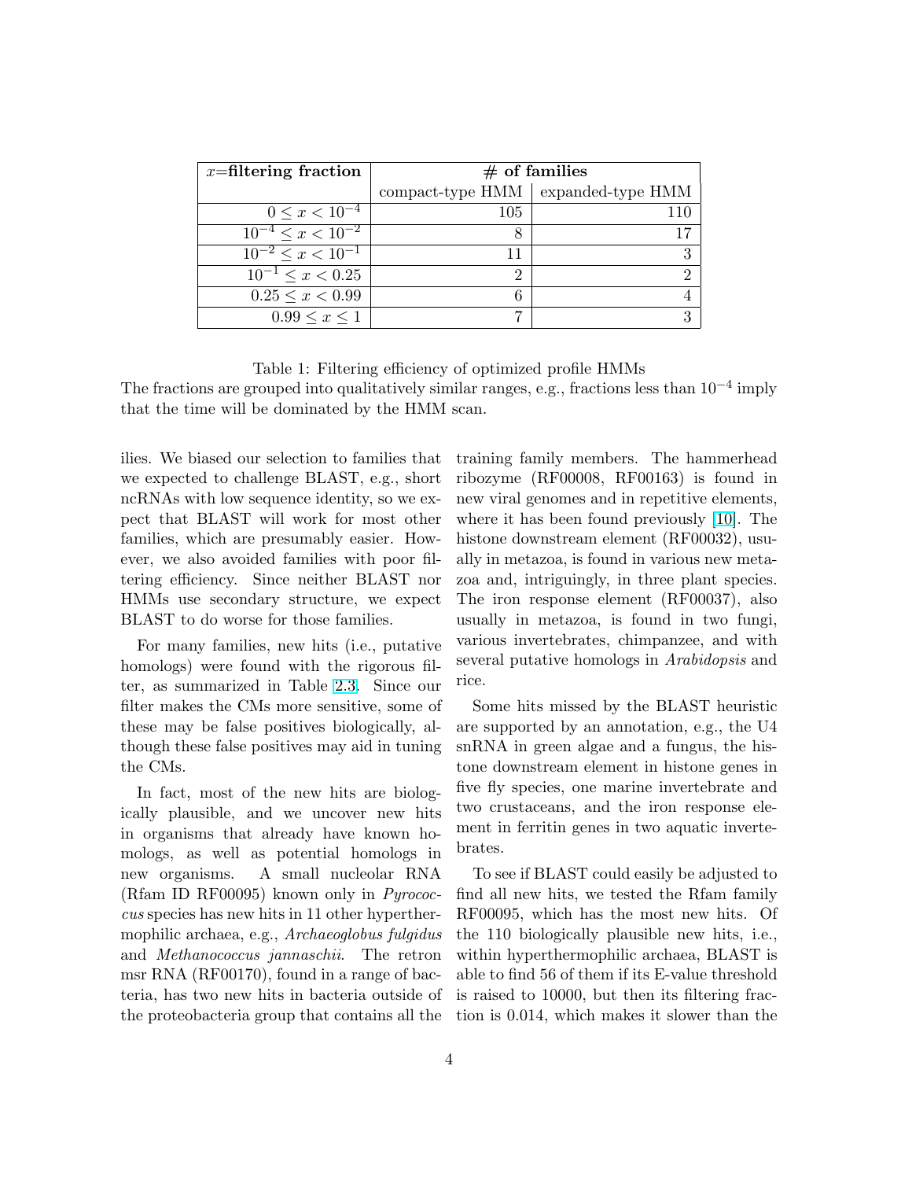| $x$=**filtering fraction** | **# of families** | |
|---|---|---|
| | compact-type HMM | expanded-type HMM |
| $0 \le x < 10^{-4}$ | 105 | 110 |
| $10^{-4} \le x < 10^{-2}$ | 8 | 17 |
| $10^{-2} \le x < 10^{-1}$ | 11 | 3 |
| $10^{-1} \le x < 0.25$ | 2 | 2 |
| $0.25 \le x < 0.99$ | 6 | 4 |
| $0.99 \le x \le 1$ | 7 | 3 |

Table 1: Filtering efficiency of optimized profile HMMs

The fractions are grouped into qualitatively similar ranges, e.g., fractions less than $10^{-4}$ imply that the time will be dominated by the HMM scan.

ilies. We biased our selection to families that we expected to challenge BLAST, e.g., short ncRNAs with low sequence identity, so we expect that BLAST will work for most other families, which are presumably easier. However, we also avoided families with poor filtering efficiency. Since neither BLAST nor HMMs use secondary structure, we expect BLAST to do worse for those families.

For many families, new hits (i.e., putative homologs) were found with the rigorous filter, as summarized in Table 2.3. Since our filter makes the CMs more sensitive, some of these may be false positives biologically, although these false positives may aid in tuning the CMs.

In fact, most of the new hits are biologically plausible, and we uncover new hits in organisms that already have known homologs, as well as potential homologs in new organisms. A small nucleolar RNA (Rfam ID RF00095) known only in *Pyrococcus* species has new hits in 11 other hyperthermophilic archaea, e.g., *Archaeoglobus fulgidus* and *Methanococcus jannaschii*. The retron msr RNA (RF00170), found in a range of bacteria, has two new hits in bacteria outside of the proteobacteria group that contains all the training family members. The hammerhead ribozyme (RF00008, RF00163) is found in new viral genomes and in repetitive elements, where it has been found previously [10]. The histone downstream element (RF00032), usually in metazoa, is found in various new metazoa and, intriguingly, in three plant species. The iron response element (RF00037), also usually in metazoa, is found in two fungi, various invertebrates, chimpanzee, and with several putative homologs in *Arabidopsis* and rice.

Some hits missed by the BLAST heuristic are supported by an annotation, e.g., the U4 snRNA in green algae and a fungus, the histone downstream element in histone genes in five fly species, one marine invertebrate and two crustaceans, and the iron response element in ferritin genes in two aquatic invertebrates.

To see if BLAST could easily be adjusted to find all new hits, we tested the Rfam family RF00095, which has the most new hits. Of the 110 biologically plausible new hits, i.e., within hyperthermophilic archaea, BLAST is able to find 56 of them if its E-value threshold is raised to 10000, but then its filtering fraction is 0.014, which makes it slower than the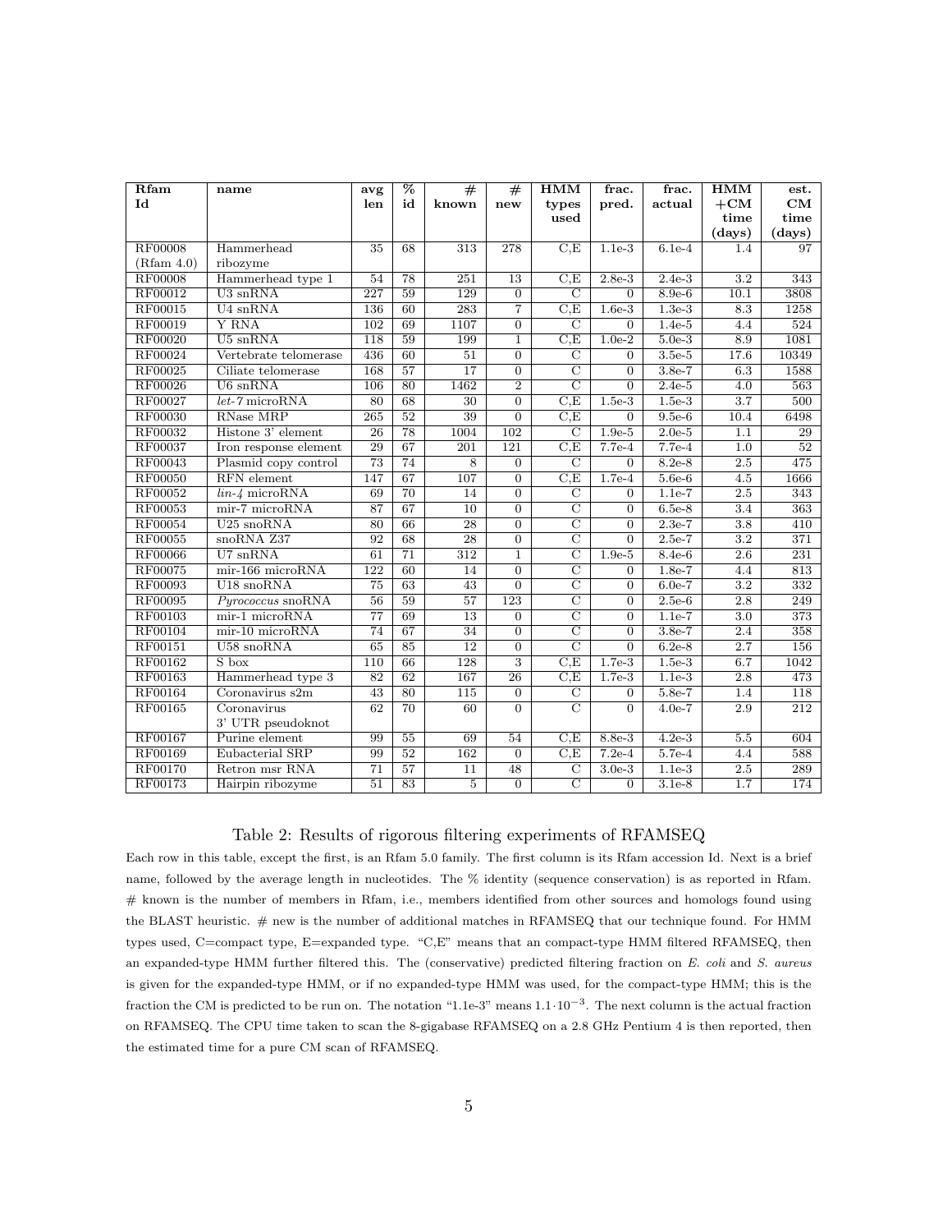| Rfam Id | name | avg len | % id | # known | # new | HMM types used | frac. pred. | frac. actual | HMM +CM time (days) | est. CM time (days) |
|---|---|---|---|---|---|---|---|---|---|---|
| RF00008 (Rfam 4.0) | Hammerhead ribozyme | 35 | 68 | 313 | 278 | C,E | 1.1e-3 | 6.1e-4 | 1.4 | 97 |
| RF00008 | Hammerhead type 1 | 54 | 78 | 251 | 13 | C,E | 2.8e-3 | 2.4e-3 | 3.2 | 343 |
| RF00012 | U3 snRNA | 227 | 59 | 129 | 0 | C | 0 | 8.9e-6 | 10.1 | 3808 |
| RF00015 | U4 snRNA | 136 | 60 | 283 | 7 | C,E | 1.6e-3 | 1.3e-3 | 8.3 | 1258 |
| RF00019 | Y RNA | 102 | 69 | 1107 | 0 | C | 0 | 1.4e-5 | 4.4 | 524 |
| RF00020 | U5 snRNA | 118 | 59 | 199 | 1 | C,E | 1.0e-2 | 5.0e-3 | 8.9 | 1081 |
| RF00024 | Vertebrate telomerase | 436 | 60 | 51 | 0 | C | 0 | 3.5e-5 | 17.6 | 10349 |
| RF00025 | Ciliate telomerase | 168 | 57 | 17 | 0 | C | 0 | 3.8e-7 | 6.3 | 1588 |
| RF00026 | U6 snRNA | 106 | 80 | 1462 | 2 | C | 0 | 2.4e-5 | 4.0 | 563 |
| RF00027 | *let-7* microRNA | 80 | 68 | 30 | 0 | C,E | 1.5e-3 | 1.5e-3 | 3.7 | 500 |
| RF00030 | RNase MRP | 265 | 52 | 39 | 0 | C,E | 0 | 9.5e-6 | 10.4 | 6498 |
| RF00032 | Histone 3' element | 26 | 78 | 1004 | 102 | C | 1.9e-5 | 2.0e-5 | 1.1 | 29 |
| RF00037 | Iron response element | 29 | 67 | 201 | 121 | C,E | 7.7e-4 | 7.7e-4 | 1.0 | 52 |
| RF00043 | Plasmid copy control | 73 | 74 | 8 | 0 | C | 0 | 8.2e-8 | 2.5 | 475 |
| RF00050 | RFN element | 147 | 67 | 107 | 0 | C,E | 1.7e-4 | 5.6e-6 | 4.5 | 1666 |
| RF00052 | *lin-4* microRNA | 69 | 70 | 14 | 0 | C | 0 | 1.1e-7 | 2.5 | 343 |
| RF00053 | mir-7 microRNA | 87 | 67 | 10 | 0 | C | 0 | 6.5e-8 | 3.4 | 363 |
| RF00054 | U25 snoRNA | 80 | 66 | 28 | 0 | C | 0 | 2.3e-7 | 3.8 | 410 |
| RF00055 | snoRNA Z37 | 92 | 68 | 28 | 0 | C | 0 | 2.5e-7 | 3.2 | 371 |
| RF00066 | U7 snRNA | 61 | 71 | 312 | 1 | C | 1.9e-5 | 8.4e-6 | 2.6 | 231 |
| RF00075 | mir-166 microRNA | 122 | 60 | 14 | 0 | C | 0 | 1.8e-7 | 4.4 | 813 |
| RF00093 | U18 snoRNA | 75 | 63 | 43 | 0 | C | 0 | 6.0e-7 | 3.2 | 332 |
| RF00095 | *Pyrococcus* snoRNA | 56 | 59 | 57 | 123 | C | 0 | 2.5e-6 | 2.8 | 249 |
| RF00103 | mir-1 microRNA | 77 | 69 | 13 | 0 | C | 0 | 1.1e-7 | 3.0 | 373 |
| RF00104 | mir-10 microRNA | 74 | 67 | 34 | 0 | C | 0 | 3.8e-7 | 2.4 | 358 |
| RF00151 | U58 snoRNA | 65 | 85 | 12 | 0 | C | 0 | 6.2e-8 | 2.7 | 156 |
| RF00162 | S box | 110 | 66 | 128 | 3 | C,E | 1.7e-3 | 1.5e-3 | 6.7 | 1042 |
| RF00163 | Hammerhead type 3 | 82 | 62 | 167 | 26 | C,E | 1.7e-3 | 1.1e-3 | 2.8 | 473 |
| RF00164 | Coronavirus s2m | 43 | 80 | 115 | 0 | C | 0 | 5.8e-7 | 1.4 | 118 |
| RF00165 | Coronavirus 3' UTR pseudoknot | 62 | 70 | 60 | 0 | C | 0 | 4.0e-7 | 2.9 | 212 |
| RF00167 | Purine element | 99 | 55 | 69 | 54 | C,E | 8.8e-3 | 4.2e-3 | 5.5 | 604 |
| RF00169 | Eubacterial SRP | 99 | 52 | 162 | 0 | C,E | 7.2e-4 | 5.7e-4 | 4.4 | 588 |
| RF00170 | Retron msr RNA | 71 | 57 | 11 | 48 | C | 3.0e-3 | 1.1e-3 | 2.5 | 289 |
| RF00173 | Hairpin ribozyme | 51 | 83 | 5 | 0 | C | 0 | 3.1e-8 | 1.7 | 174 |

Table 2: Results of rigorous filtering experiments of RFAMSEQ

Each row in this table, except the first, is an Rfam 5.0 family. The first column is its Rfam accession Id. Next is a brief name, followed by the average length in nucleotides. The % identity (sequence conservation) is as reported in Rfam. # known is the number of members in Rfam, i.e., members identified from other sources and homologs found using the BLAST heuristic. # new is the number of additional matches in RFAMSEQ that our technique found. For HMM types used, C=compact type, E=expanded type. "C,E" means that an compact-type HMM filtered RFAMSEQ, then an expanded-type HMM further filtered this. The (conservative) predicted filtering fraction on *E. coli* and *S. aureus* is given for the expanded-type HMM, or if no expanded-type HMM was used, for the compact-type HMM; this is the fraction the CM is predicted to be run on. The notation "1.1e-3" means $1.1 \cdot 10^{-3}$. The next column is the actual fraction on RFAMSEQ. The CPU time taken to scan the 8-gigabase RFAMSEQ on a 2.8 GHz Pentium 4 is then reported, then the estimated time for a pure CM scan of RFAMSEQ.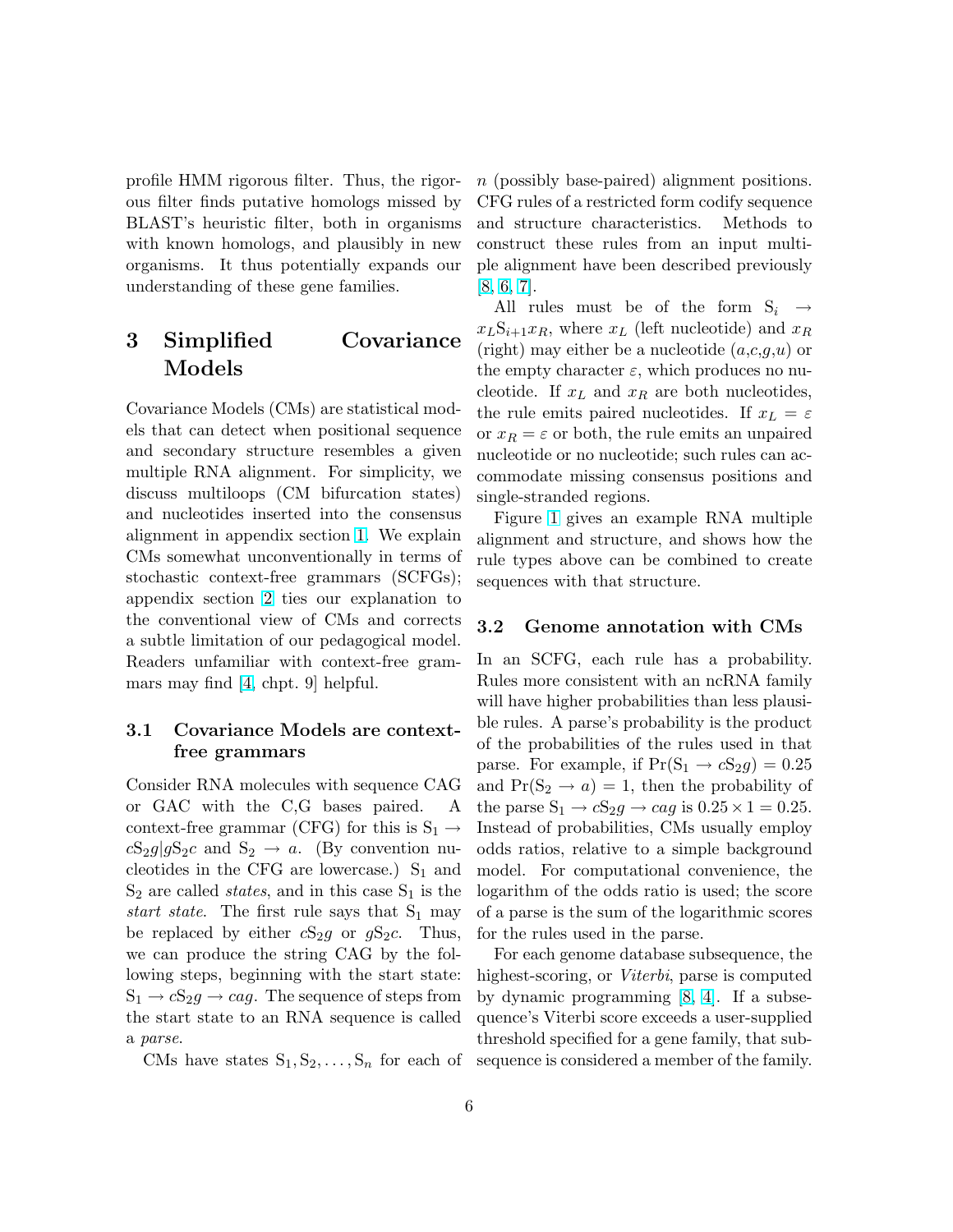profile HMM rigorous filter. Thus, the rigorous filter finds putative homologs missed by BLAST's heuristic filter, both in organisms with known homologs, and plausibly in new organisms. It thus potentially expands our understanding of these gene families.

# 3 Simplified Covariance Models

Covariance Models (CMs) are statistical models that can detect when positional sequence and secondary structure resembles a given multiple RNA alignment. For simplicity, we discuss multiloops (CM bifurcation states) and nucleotides inserted into the consensus alignment in appendix section 1. We explain CMs somewhat unconventionally in terms of stochastic context-free grammars (SCFGs); appendix section 2 ties our explanation to the conventional view of CMs and corrects a subtle limitation of our pedagogical model. Readers unfamiliar with context-free grammars may find [4, chpt. 9] helpful.

## 3.1 Covariance Models are context-free grammars

Consider RNA molecules with sequence CAG or GAC with the C,G bases paired. A context-free grammar (CFG) for this is $S_1 \rightarrow cS_2g|gS_2c$ and $S_2 \rightarrow a$. (By convention nucleotides in the CFG are lowercase.) $S_1$ and $S_2$ are called *states*, and in this case $S_1$ is the *start state*. The first rule says that $S_1$ may be replaced by either $cS_2g$ or $gS_2c$. Thus, we can produce the string CAG by the following steps, beginning with the start state: $S_1 \rightarrow cS_2g \rightarrow cag$. The sequence of steps from the start state to an RNA sequence is called a *parse*.

CMs have states $S_1, S_2, \ldots, S_n$ for each of $n$ (possibly base-paired) alignment positions. CFG rules of a restricted form codify sequence and structure characteristics. Methods to construct these rules from an input multiple alignment have been described previously [8, 6, 7].

All rules must be of the form $S_i \rightarrow x_L S_{i+1} x_R$, where $x_L$ (left nucleotide) and $x_R$ (right) may either be a nucleotide ($a$,$c$,$g$,$u$) or the empty character $\varepsilon$, which produces no nucleotide. If $x_L$ and $x_R$ are both nucleotides, the rule emits paired nucleotides. If $x_L = \varepsilon$ or $x_R = \varepsilon$ or both, the rule emits an unpaired nucleotide or no nucleotide; such rules can accommodate missing consensus positions and single-stranded regions.

Figure 1 gives an example RNA multiple alignment and structure, and shows how the rule types above can be combined to create sequences with that structure.

## 3.2 Genome annotation with CMs

In an SCFG, each rule has a probability. Rules more consistent with an ncRNA family will have higher probabilities than less plausible rules. A parse's probability is the product of the probabilities of the rules used in that parse. For example, if $\Pr(S_1 \rightarrow cS_2g) = 0.25$ and $\Pr(S_2 \rightarrow a) = 1$, then the probability of the parse $S_1 \rightarrow cS_2g \rightarrow cag$ is $0.25 \times 1 = 0.25$. Instead of probabilities, CMs usually employ odds ratios, relative to a simple background model. For computational convenience, the logarithm of the odds ratio is used; the score of a parse is the sum of the logarithmic scores for the rules used in the parse.

For each genome database subsequence, the highest-scoring, or *Viterbi*, parse is computed by dynamic programming [8, 4]. If a subsequence's Viterbi score exceeds a user-supplied threshold specified for a gene family, that subsequence is considered a member of the family.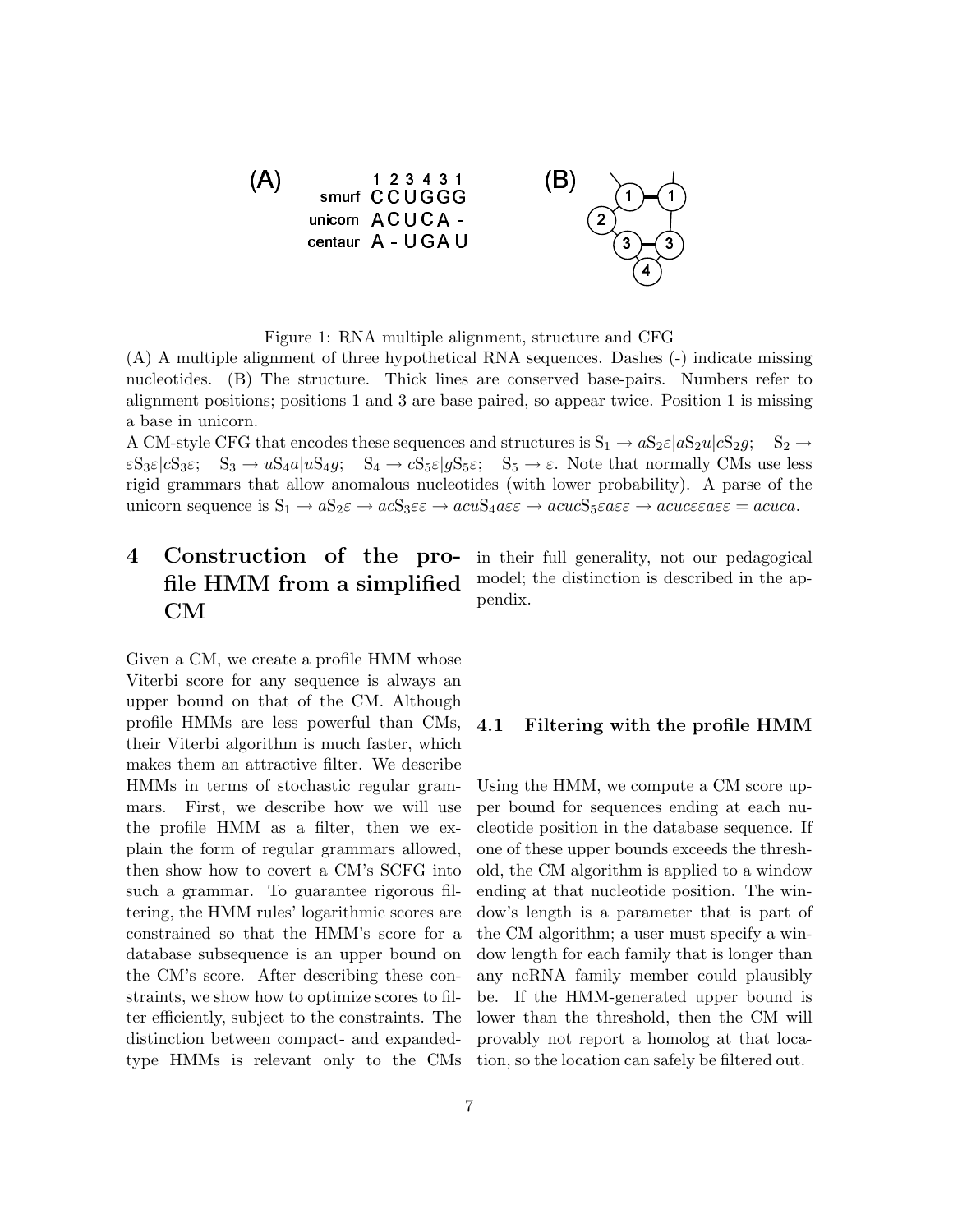Figure 1: RNA multiple alignment, structure and CFG

(A) A multiple alignment of three hypothetical RNA sequences. Dashes (-) indicate missing nucleotides. (B) The structure. Thick lines are conserved base-pairs. Numbers refer to alignment positions; positions 1 and 3 are base paired, so appear twice. Position 1 is missing a base in unicorn.

A CM-style CFG that encodes these sequences and structures is $S_1 \rightarrow aS_2\varepsilon | aS_2u | cS_2g$; $S_2 \rightarrow \varepsilon S_3 \varepsilon | cS_3\varepsilon$; $S_3 \rightarrow uS_4a | uS_4g$; $S_4 \rightarrow cS_5\varepsilon | gS_5\varepsilon$; $S_5 \rightarrow \varepsilon$. Note that normally CMs use less rigid grammars that allow anomalous nucleotides (with lower probability). A parse of the unicorn sequence is $S_1 \rightarrow aS_2\varepsilon \rightarrow acS_3\varepsilon\varepsilon \rightarrow acuS_4a\varepsilon\varepsilon \rightarrow acucS_5\varepsilon a\varepsilon\varepsilon \rightarrow acuc\varepsilon\varepsilon a\varepsilon\varepsilon = acuca$.

# 4 Construction of the profile HMM from a simplified CM

Given a CM, we create a profile HMM whose Viterbi score for any sequence is always an upper bound on that of the CM. Although profile HMMs are less powerful than CMs, their Viterbi algorithm is much faster, which makes them an attractive filter. We describe HMMs in terms of stochastic regular grammars. First, we describe how we will use the profile HMM as a filter, then we explain the form of regular grammars allowed, then show how to covert a CM's SCFG into such a grammar. To guarantee rigorous filtering, the HMM rules' logarithmic scores are constrained so that the HMM's score for a database subsequence is an upper bound on the CM's score. After describing these constraints, we show how to optimize scores to filter efficiently, subject to the constraints. The distinction between compact- and expanded-type HMMs is relevant only to the CMs in their full generality, not our pedagogical model; the distinction is described in the appendix.

## 4.1 Filtering with the profile HMM

Using the HMM, we compute a CM score upper bound for sequences ending at each nucleotide position in the database sequence. If one of these upper bounds exceeds the threshold, the CM algorithm is applied to a window ending at that nucleotide position. The window's length is a parameter that is part of the CM algorithm; a user must specify a window length for each family that is longer than any ncRNA family member could plausibly be. If the HMM-generated upper bound is lower than the threshold, then the CM will provably not report a homolog at that location, so the location can safely be filtered out.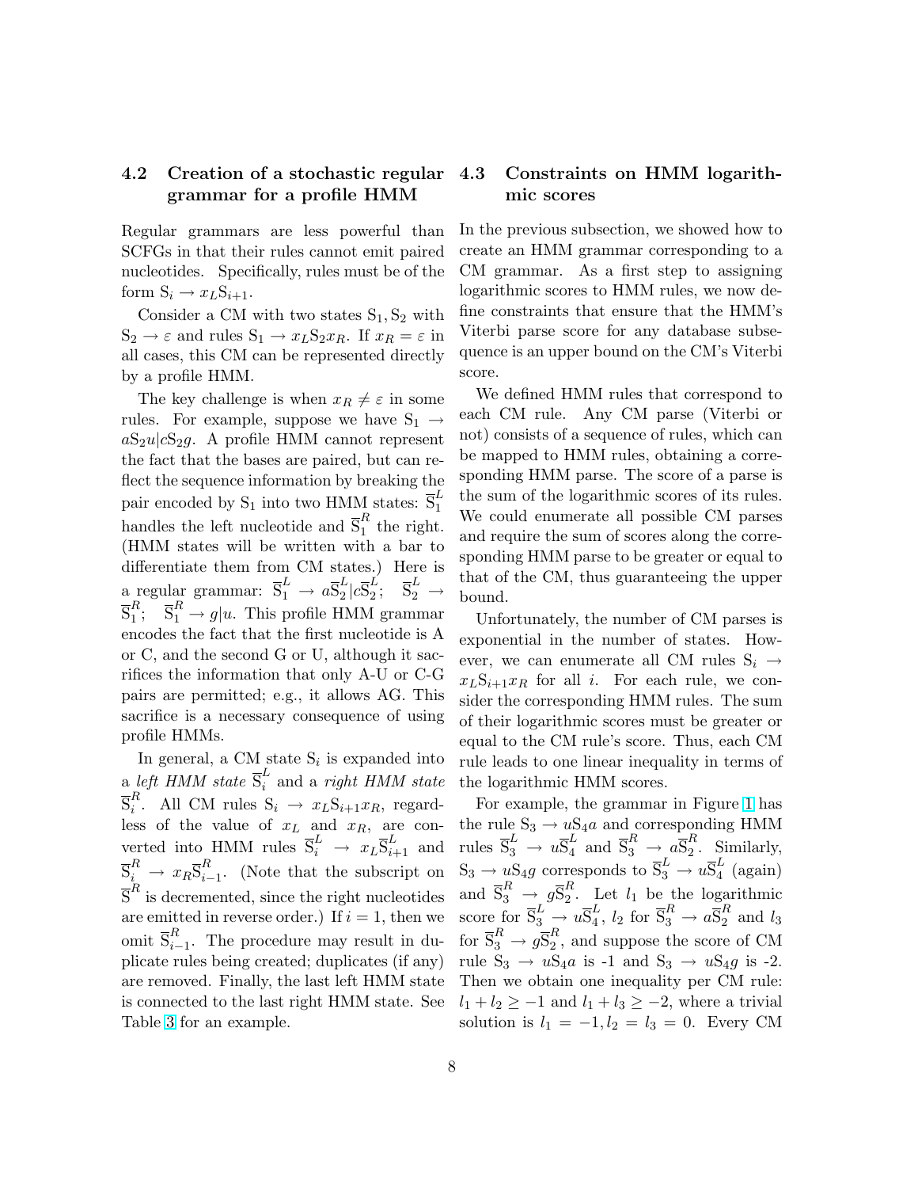### 4.2 Creation of a stochastic regular grammar for a profile HMM

Regular grammars are less powerful than SCFGs in that their rules cannot emit paired nucleotides. Specifically, rules must be of the form $\mathrm{S}_i \rightarrow x_L \mathrm{S}_{i+1}$.

Consider a CM with two states $\mathrm{S}_1, \mathrm{S}_2$ with $\mathrm{S}_2 \rightarrow \varepsilon$ and rules $\mathrm{S}_1 \rightarrow x_L \mathrm{S}_2 x_R$. If $x_R = \varepsilon$ in all cases, this CM can be represented directly by a profile HMM.

The key challenge is when $x_R \neq \varepsilon$ in some rules. For example, suppose we have $\mathrm{S}_1 \rightarrow a\mathrm{S}_2 u | c\mathrm{S}_2 g$. A profile HMM cannot represent the fact that the bases are paired, but can reflect the sequence information by breaking the pair encoded by $\mathrm{S}_1$ into two HMM states: $\overline{\mathrm{S}}_1^L$ handles the left nucleotide and $\overline{\mathrm{S}}_1^R$ the right. (HMM states will be written with a bar to differentiate them from CM states.) Here is a regular grammar: $\overline{\mathrm{S}}_1^L \rightarrow a\overline{\mathrm{S}}_2^L | c\overline{\mathrm{S}}_2^L$; $\overline{\mathrm{S}}_2^L \rightarrow \overline{\mathrm{S}}_1^R$; $\overline{\mathrm{S}}_1^R \rightarrow g|u$. This profile HMM grammar encodes the fact that the first nucleotide is A or C, and the second G or U, although it sacrifices the information that only A-U or C-G pairs are permitted; e.g., it allows AG. This sacrifice is a necessary consequence of using profile HMMs.

In general, a CM state $\mathrm{S}_i$ is expanded into a *left HMM state* $\overline{\mathrm{S}}_i^L$ and a *right HMM state* $\overline{\mathrm{S}}_i^R$. All CM rules $\mathrm{S}_i \rightarrow x_L \mathrm{S}_{i+1} x_R$, regardless of the value of $x_L$ and $x_R$, are converted into HMM rules $\overline{\mathrm{S}}_i^L \rightarrow x_L \overline{\mathrm{S}}_{i+1}^L$ and $\overline{\mathrm{S}}_i^R \rightarrow x_R \overline{\mathrm{S}}_{i-1}^R$. (Note that the subscript on $\overline{\mathrm{S}}^R$ is decremented, since the right nucleotides are emitted in reverse order.) If $i = 1$, then we omit $\overline{\mathrm{S}}_{i-1}^R$. The procedure may result in duplicate rules being created; duplicates (if any) are removed. Finally, the last left HMM state is connected to the last right HMM state. See Table 3 for an example.

### 4.3 Constraints on HMM logarithmic scores

In the previous subsection, we showed how to create an HMM grammar corresponding to a CM grammar. As a first step to assigning logarithmic scores to HMM rules, we now define constraints that ensure that the HMM's Viterbi parse score for any database subsequence is an upper bound on the CM's Viterbi score.

We defined HMM rules that correspond to each CM rule. Any CM parse (Viterbi or not) consists of a sequence of rules, which can be mapped to HMM rules, obtaining a corresponding HMM parse. The score of a parse is the sum of the logarithmic scores of its rules. We could enumerate all possible CM parses and require the sum of scores along the corresponding HMM parse to be greater or equal to that of the CM, thus guaranteeing the upper bound.

Unfortunately, the number of CM parses is exponential in the number of states. However, we can enumerate all CM rules $\mathrm{S}_i \rightarrow x_L \mathrm{S}_{i+1} x_R$ for all $i$. For each rule, we consider the corresponding HMM rules. The sum of their logarithmic scores must be greater or equal to the CM rule's score. Thus, each CM rule leads to one linear inequality in terms of the logarithmic HMM scores.

For example, the grammar in Figure 1 has the rule $\mathrm{S}_3 \rightarrow u\mathrm{S}_4 a$ and corresponding HMM rules $\overline{\mathrm{S}}_3^L \rightarrow u\overline{\mathrm{S}}_4^L$ and $\overline{\mathrm{S}}_3^R \rightarrow a\overline{\mathrm{S}}_2^R$. Similarly, $\mathrm{S}_3 \rightarrow u\mathrm{S}_4 g$ corresponds to $\overline{\mathrm{S}}_3^L \rightarrow u\overline{\mathrm{S}}_4^L$ (again) and $\overline{\mathrm{S}}_3^R \rightarrow g\overline{\mathrm{S}}_2^R$. Let $l_1$ be the logarithmic score for $\overline{\mathrm{S}}_3^L \rightarrow u\overline{\mathrm{S}}_4^L$, $l_2$ for $\overline{\mathrm{S}}_3^R \rightarrow a\overline{\mathrm{S}}_2^R$ and $l_3$ for $\overline{\mathrm{S}}_3^R \rightarrow g\overline{\mathrm{S}}_2^R$, and suppose the score of CM rule $\mathrm{S}_3 \rightarrow u\mathrm{S}_4 a$ is -1 and $\mathrm{S}_3 \rightarrow u\mathrm{S}_4 g$ is -2. Then we obtain one inequality per CM rule: $l_1 + l_2 \geq -1$ and $l_1 + l_3 \geq -2$, where a trivial solution is $l_1 = -1, l_2 = l_3 = 0$. Every CM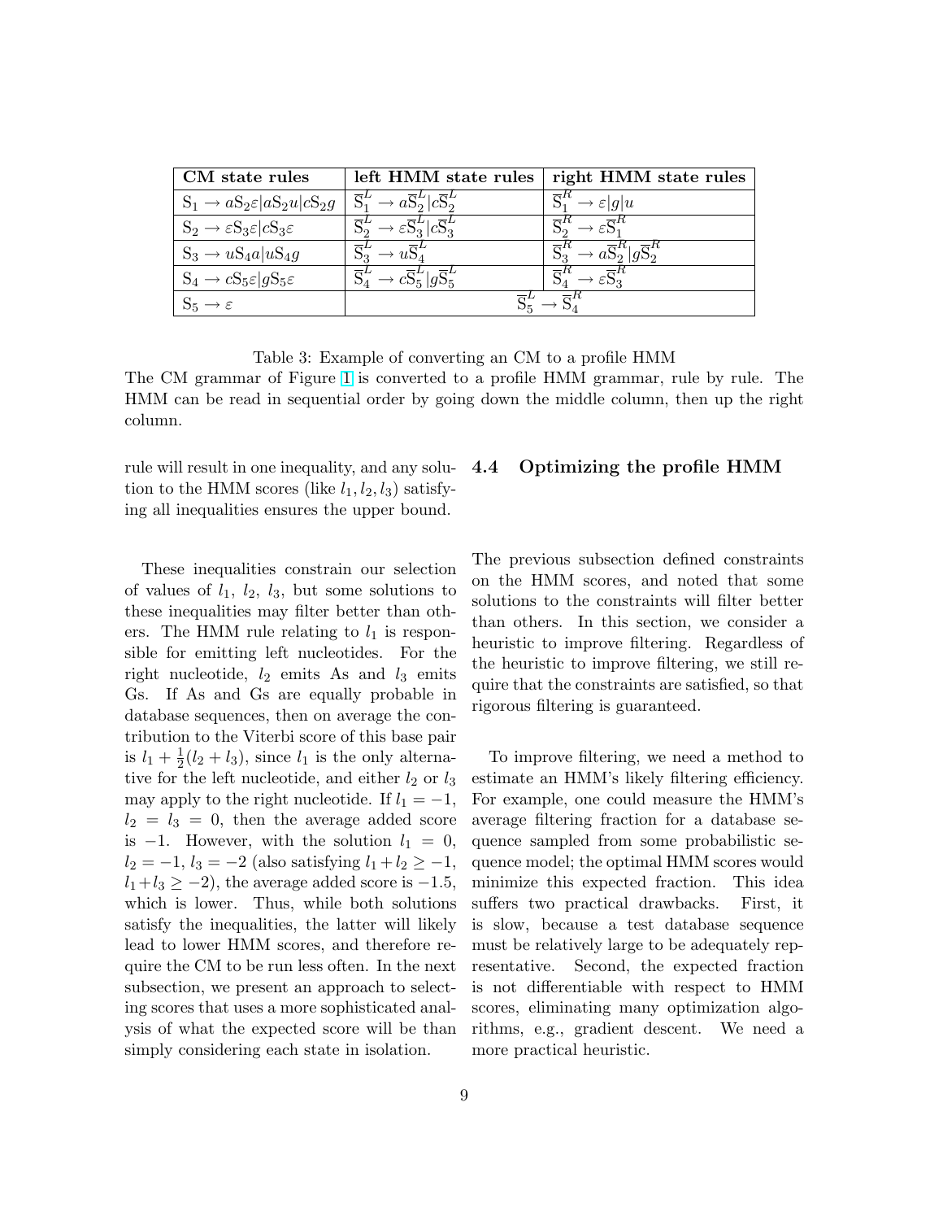| CM state rules | left HMM state rules | right HMM state rules |
|---|---|---|
| $\mathrm{S}_1 \to a\mathrm{S}_2\varepsilon \mid a\mathrm{S}_2u \mid c\mathrm{S}_2g$ | $\overline{\mathrm{S}}_1^L \to a\overline{\mathrm{S}}_2^L \mid c\overline{\mathrm{S}}_2^L$ | $\overline{\mathrm{S}}_1^R \to \varepsilon \mid g \mid u$ |
| $\mathrm{S}_2 \to \varepsilon\mathrm{S}_3\varepsilon \mid c\mathrm{S}_3\varepsilon$ | $\overline{\mathrm{S}}_2^L \to \varepsilon\overline{\mathrm{S}}_3^L \mid c\overline{\mathrm{S}}_3^L$ | $\overline{\mathrm{S}}_2^R \to \varepsilon\overline{\mathrm{S}}_1^R$ |
| $\mathrm{S}_3 \to u\mathrm{S}_4a \mid u\mathrm{S}_4g$ | $\overline{\mathrm{S}}_3^L \to u\overline{\mathrm{S}}_4^L$ | $\overline{\mathrm{S}}_3^R \to a\overline{\mathrm{S}}_2^R \mid g\overline{\mathrm{S}}_2^R$ |
| $\mathrm{S}_4 \to c\mathrm{S}_5\varepsilon \mid g\mathrm{S}_5\varepsilon$ | $\overline{\mathrm{S}}_4^L \to c\overline{\mathrm{S}}_5^L \mid g\overline{\mathrm{S}}_5^L$ | $\overline{\mathrm{S}}_4^R \to \varepsilon\overline{\mathrm{S}}_3^R$ |
| $\mathrm{S}_5 \to \varepsilon$ | $\overline{\mathrm{S}}_5^L \to \overline{\mathrm{S}}_4^R$ | |

Table 3: Example of converting an CM to a profile HMM

The CM grammar of Figure 1 is converted to a profile HMM grammar, rule by rule. The HMM can be read in sequential order by going down the middle column, then up the right column.

rule will result in one inequality, and any solution to the HMM scores (like $l_1, l_2, l_3$) satisfying all inequalities ensures the upper bound.

These inequalities constrain our selection of values of $l_1$, $l_2$, $l_3$, but some solutions to these inequalities may filter better than others. The HMM rule relating to $l_1$ is responsible for emitting left nucleotides. For the right nucleotide, $l_2$ emits As and $l_3$ emits Gs. If As and Gs are equally probable in database sequences, then on average the contribution to the Viterbi score of this base pair is $l_1 + \frac{1}{2}(l_2 + l_3)$, since $l_1$ is the only alternative for the left nucleotide, and either $l_2$ or $l_3$ may apply to the right nucleotide. If $l_1 = -1$, $l_2 = l_3 = 0$, then the average added score is $-1$. However, with the solution $l_1 = 0$, $l_2 = -1$, $l_3 = -2$ (also satisfying $l_1 + l_2 \geq -1$, $l_1 + l_3 \geq -2$), the average added score is $-1.5$, which is lower. Thus, while both solutions satisfy the inequalities, the latter will likely lead to lower HMM scores, and therefore require the CM to be run less often. In the next subsection, we present an approach to selecting scores that uses a more sophisticated analysis of what the expected score will be than simply considering each state in isolation.

## 4.4 Optimizing the profile HMM

The previous subsection defined constraints on the HMM scores, and noted that some solutions to the constraints will filter better than others. In this section, we consider a heuristic to improve filtering. Regardless of the heuristic to improve filtering, we still require that the constraints are satisfied, so that rigorous filtering is guaranteed.

To improve filtering, we need a method to estimate an HMM's likely filtering efficiency. For example, one could measure the HMM's average filtering fraction for a database sequence sampled from some probabilistic sequence model; the optimal HMM scores would minimize this expected fraction. This idea suffers two practical drawbacks. First, it is slow, because a test database sequence must be relatively large to be adequately representative. Second, the expected fraction is not differentiable with respect to HMM scores, eliminating many optimization algorithms, e.g., gradient descent. We need a more practical heuristic.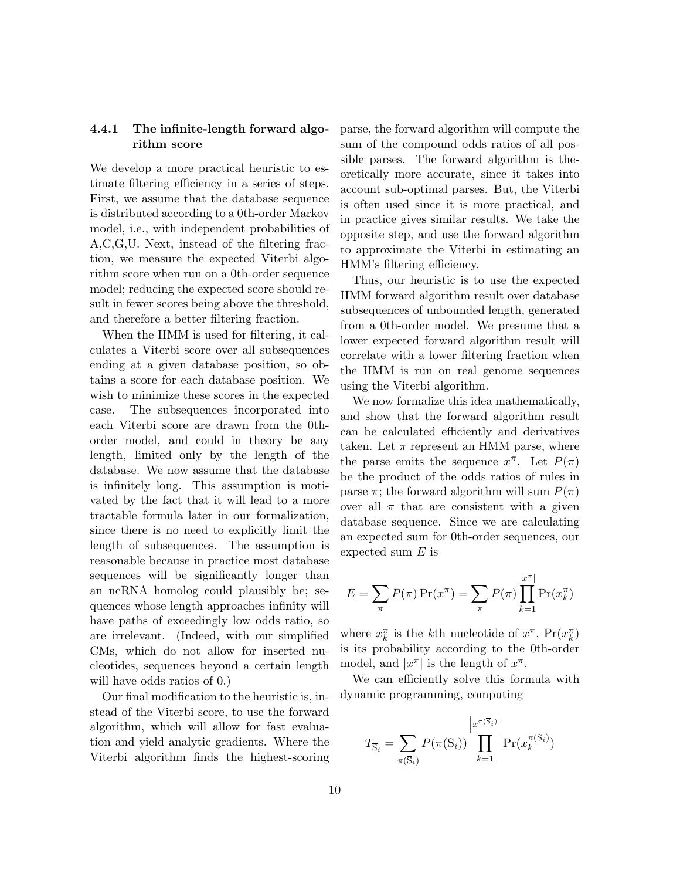### 4.4.1 The infinite-length forward algorithm score

We develop a more practical heuristic to estimate filtering efficiency in a series of steps. First, we assume that the database sequence is distributed according to a 0th-order Markov model, i.e., with independent probabilities of A,C,G,U. Next, instead of the filtering fraction, we measure the expected Viterbi algorithm score when run on a 0th-order sequence model; reducing the expected score should result in fewer scores being above the threshold, and therefore a better filtering fraction.

When the HMM is used for filtering, it calculates a Viterbi score over all subsequences ending at a given database position, so obtains a score for each database position. We wish to minimize these scores in the expected case. The subsequences incorporated into each Viterbi score are drawn from the 0th-order model, and could in theory be any length, limited only by the length of the database. We now assume that the database is infinitely long. This assumption is motivated by the fact that it will lead to a more tractable formula later in our formalization, since there is no need to explicitly limit the length of subsequences. The assumption is reasonable because in practice most database sequences will be significantly longer than an ncRNA homolog could plausibly be; sequences whose length approaches infinity will have paths of exceedingly low odds ratio, so are irrelevant. (Indeed, with our simplified CMs, which do not allow for inserted nucleotides, sequences beyond a certain length will have odds ratios of 0.)

Our final modification to the heuristic is, instead of the Viterbi score, to use the forward algorithm, which will allow for fast evaluation and yield analytic gradients. Where the Viterbi algorithm finds the highest-scoring parse, the forward algorithm will compute the sum of the compound odds ratios of all possible parses. The forward algorithm is theoretically more accurate, since it takes into account sub-optimal parses. But, the Viterbi is often used since it is more practical, and in practice gives similar results. We take the opposite step, and use the forward algorithm to approximate the Viterbi in estimating an HMM's filtering efficiency.

Thus, our heuristic is to use the expected HMM forward algorithm result over database subsequences of unbounded length, generated from a 0th-order model. We presume that a lower expected forward algorithm result will correlate with a lower filtering fraction when the HMM is run on real genome sequences using the Viterbi algorithm.

We now formalize this idea mathematically, and show that the forward algorithm result can be calculated efficiently and derivatives taken. Let $\pi$ represent an HMM parse, where the parse emits the sequence $x^{\pi}$. Let $P(\pi)$ be the product of the odds ratios of rules in parse $\pi$; the forward algorithm will sum $P(\pi)$ over all $\pi$ that are consistent with a given database sequence. Since we are calculating an expected sum for 0th-order sequences, our expected sum $E$ is

$$E = \sum_{\pi} P(\pi) \Pr(x^{\pi}) = \sum_{\pi} P(\pi) \prod_{k=1}^{|x^{\pi}|} \Pr(x_k^{\pi})$$

where $x_k^{\pi}$ is the $k$th nucleotide of $x^{\pi}$, $\Pr(x_k^{\pi})$ is its probability according to the 0th-order model, and $|x^{\pi}|$ is the length of $x^{\pi}$.

We can efficiently solve this formula with dynamic programming, computing

$$T_{\overline{\mathrm{S}}_i} = \sum_{\pi(\overline{\mathrm{S}}_i)} P(\pi(\overline{\mathrm{S}}_i)) \prod_{k=1}^{\left|x^{\pi(\overline{\mathrm{S}}_i)}\right|} \Pr(x_k^{\pi(\overline{\mathrm{S}}_i)})$$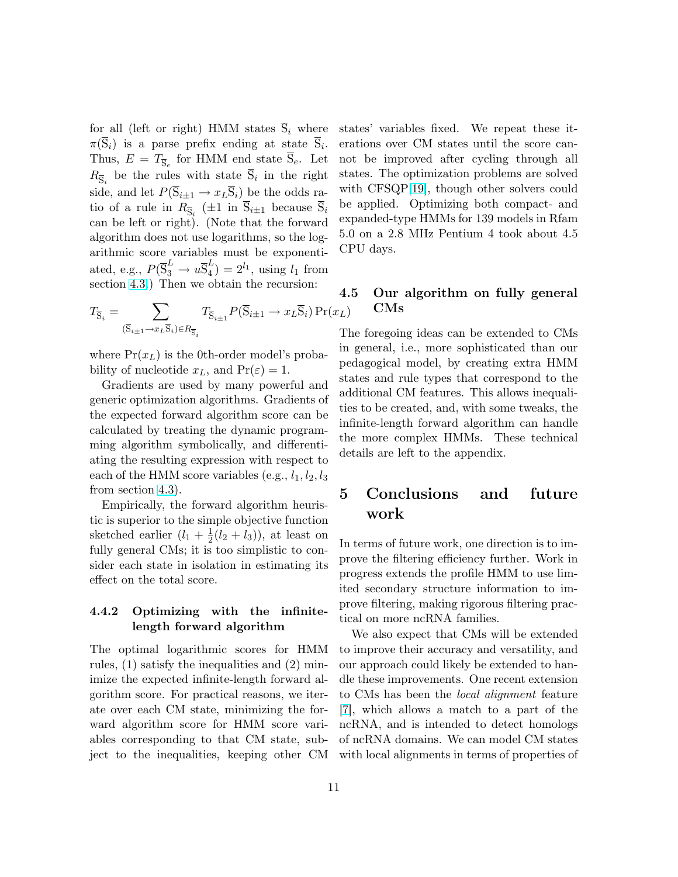for all (left or right) HMM states $\overline{S}_i$ where $\pi(\overline{S}_i)$ is a parse prefix ending at state $\overline{S}_i$. Thus, $E = T_{\overline{S}_e}$ for HMM end state $\overline{S}_e$. Let $R_{\overline{S}_i}$ be the rules with state $\overline{S}_i$ in the right side, and let $P(\overline{S}_{i\pm 1} \to x_L \overline{S}_i)$ be the odds ratio of a rule in $R_{\overline{S}_i}$ ($\pm 1$ in $\overline{S}_{i\pm 1}$ because $\overline{S}_i$ can be left or right). (Note that the forward algorithm does not use logarithms, so the logarithmic score variables must be exponentiated, e.g., $P(\overline{S}_3^L \to u\overline{S}_4^L) = 2^{l_1}$, using $l_1$ from section 4.3.) Then we obtain the recursion:

$$T_{\overline{S}_i} = \sum_{(\overline{S}_{i\pm 1} \to x_L \overline{S}_i) \in R_{\overline{S}_i}} T_{\overline{S}_{i\pm 1}} P(\overline{S}_{i\pm 1} \to x_L \overline{S}_i) \Pr(x_L)$$

where $\Pr(x_L)$ is the 0th-order model's probability of nucleotide $x_L$, and $\Pr(\varepsilon) = 1$.

Gradients are used by many powerful and generic optimization algorithms. Gradients of the expected forward algorithm score can be calculated by treating the dynamic programming algorithm symbolically, and differentiating the resulting expression with respect to each of the HMM score variables (e.g., $l_1, l_2, l_3$ from section 4.3).

Empirically, the forward algorithm heuristic is superior to the simple objective function sketched earlier ($l_1 + \frac{1}{2}(l_2 + l_3)$), at least on fully general CMs; it is too simplistic to consider each state in isolation in estimating its effect on the total score.

#### 4.4.2 Optimizing with the infinite-length forward algorithm

The optimal logarithmic scores for HMM rules, (1) satisfy the inequalities and (2) minimize the expected infinite-length forward algorithm score. For practical reasons, we iterate over each CM state, minimizing the forward algorithm score for HMM score variables corresponding to that CM state, subject to the inequalities, keeping other CM states' variables fixed. We repeat these iterations over CM states until the score cannot be improved after cycling through all states. The optimization problems are solved with CFSQP[19], though other solvers could be applied. Optimizing both compact- and expanded-type HMMs for 139 models in Rfam 5.0 on a 2.8 MHz Pentium 4 took about 4.5 CPU days.

### 4.5 Our algorithm on fully general CMs

The foregoing ideas can be extended to CMs in general, i.e., more sophisticated than our pedagogical model, by creating extra HMM states and rule types that correspond to the additional CM features. This allows inequalities to be created, and, with some tweaks, the infinite-length forward algorithm can handle the more complex HMMs. These technical details are left to the appendix.

## 5 Conclusions and future work

In terms of future work, one direction is to improve the filtering efficiency further. Work in progress extends the profile HMM to use limited secondary structure information to improve filtering, making rigorous filtering practical on more ncRNA families.

We also expect that CMs will be extended to improve their accuracy and versatility, and our approach could likely be extended to handle these improvements. One recent extension to CMs has been the *local alignment* feature [7], which allows a match to a part of the ncRNA, and is intended to detect homologs of ncRNA domains. We can model CM states with local alignments in terms of properties of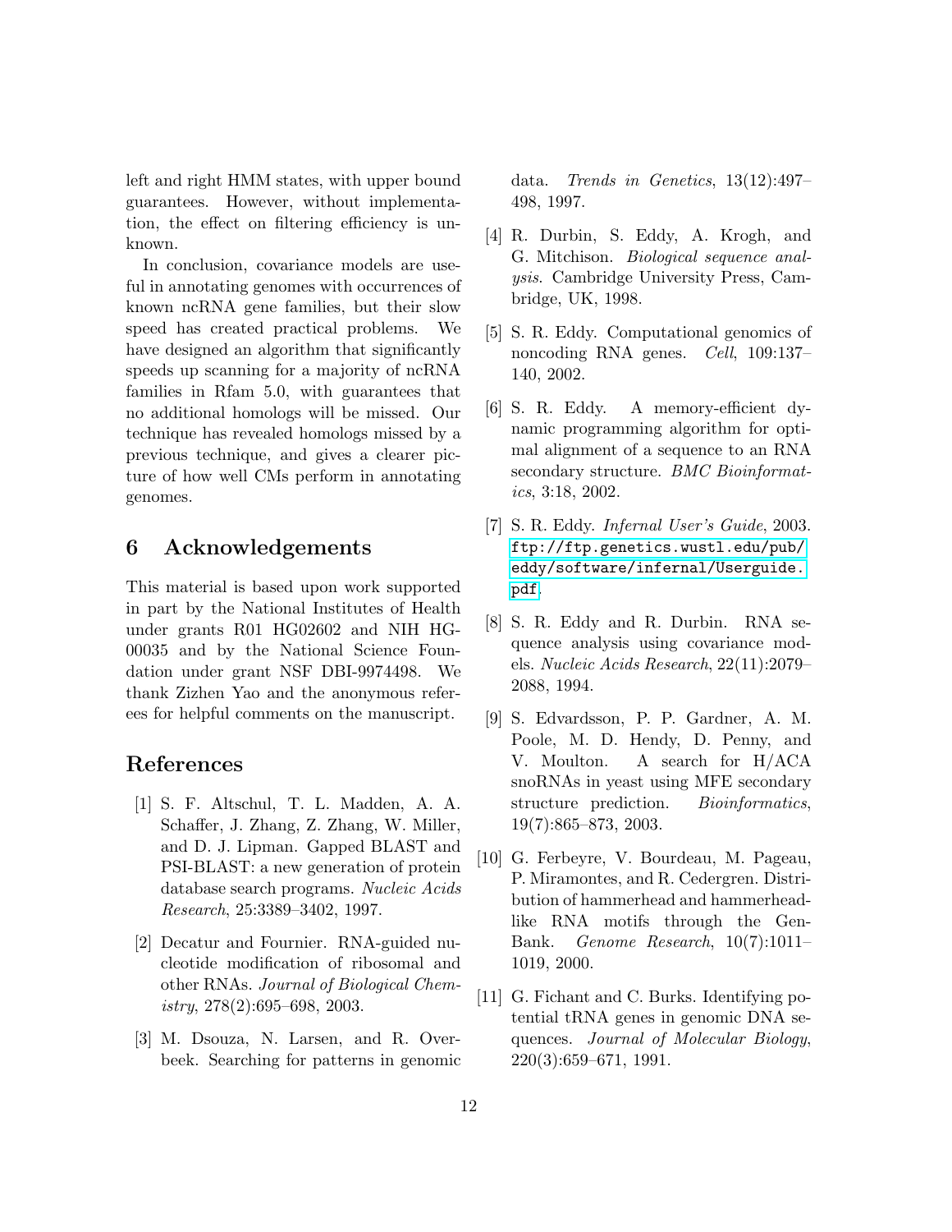left and right HMM states, with upper bound guarantees. However, without implementation, the effect on filtering efficiency is unknown.

In conclusion, covariance models are useful in annotating genomes with occurrences of known ncRNA gene families, but their slow speed has created practical problems. We have designed an algorithm that significantly speeds up scanning for a majority of ncRNA families in Rfam 5.0, with guarantees that no additional homologs will be missed. Our technique has revealed homologs missed by a previous technique, and gives a clearer picture of how well CMs perform in annotating genomes.

## 6 Acknowledgements

This material is based upon work supported in part by the National Institutes of Health under grants R01 HG02602 and NIH HG-00035 and by the National Science Foundation under grant NSF DBI-9974498. We thank Zizhen Yao and the anonymous referees for helpful comments on the manuscript.

## References

[1] S. F. Altschul, T. L. Madden, A. A. Schaffer, J. Zhang, Z. Zhang, W. Miller, and D. J. Lipman. Gapped BLAST and PSI-BLAST: a new generation of protein database search programs. *Nucleic Acids Research*, 25:3389–3402, 1997.

[2] Decatur and Fournier. RNA-guided nucleotide modification of ribosomal and other RNAs. *Journal of Biological Chemistry*, 278(2):695–698, 2003.

[3] M. Dsouza, N. Larsen, and R. Overbeek. Searching for patterns in genomic data. *Trends in Genetics*, 13(12):497–498, 1997.

[4] R. Durbin, S. Eddy, A. Krogh, and G. Mitchison. *Biological sequence analysis*. Cambridge University Press, Cambridge, UK, 1998.

[5] S. R. Eddy. Computational genomics of noncoding RNA genes. *Cell*, 109:137–140, 2002.

[6] S. R. Eddy. A memory-efficient dynamic programming algorithm for optimal alignment of a sequence to an RNA secondary structure. *BMC Bioinformatics*, 3:18, 2002.

[7] S. R. Eddy. *Infernal User's Guide*, 2003. `ftp://ftp.genetics.wustl.edu/pub/eddy/software/infernal/Userguide.pdf`.

[8] S. R. Eddy and R. Durbin. RNA sequence analysis using covariance models. *Nucleic Acids Research*, 22(11):2079–2088, 1994.

[9] S. Edvardsson, P. P. Gardner, A. M. Poole, M. D. Hendy, D. Penny, and V. Moulton. A search for H/ACA snoRNAs in yeast using MFE secondary structure prediction. *Bioinformatics*, 19(7):865–873, 2003.

[10] G. Ferbeyre, V. Bourdeau, M. Pageau, P. Miramontes, and R. Cedergren. Distribution of hammerhead and hammerhead-like RNA motifs through the GenBank. *Genome Research*, 10(7):1011–1019, 2000.

[11] G. Fichant and C. Burks. Identifying potential tRNA genes in genomic DNA sequences. *Journal of Molecular Biology*, 220(3):659–671, 1991.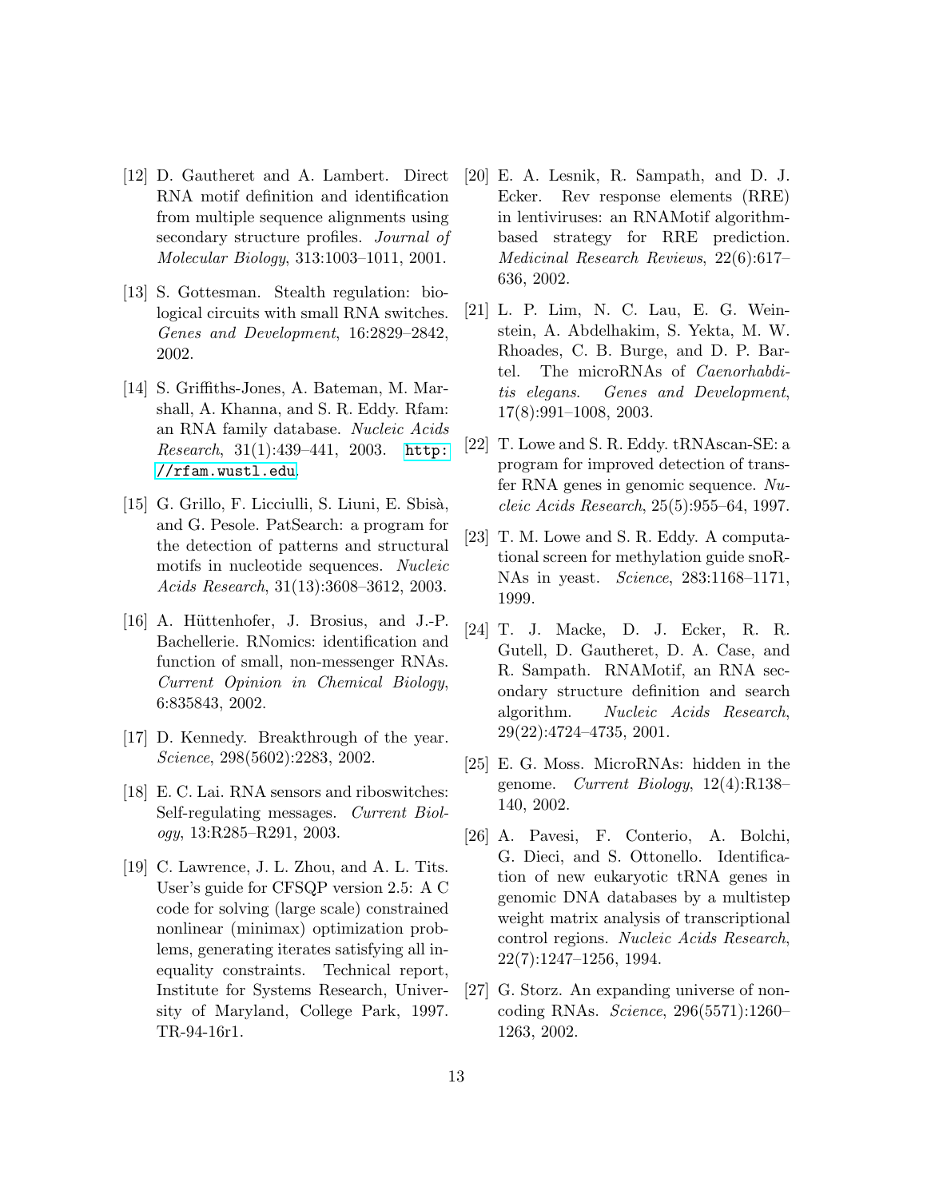[12] D. Gautheret and A. Lambert. Direct RNA motif definition and identification from multiple sequence alignments using secondary structure profiles. *Journal of Molecular Biology*, 313:1003–1011, 2001.

[13] S. Gottesman. Stealth regulation: biological circuits with small RNA switches. *Genes and Development*, 16:2829–2842, 2002.

[14] S. Griffiths-Jones, A. Bateman, M. Marshall, A. Khanna, and S. R. Eddy. Rfam: an RNA family database. *Nucleic Acids Research*, 31(1):439–441, 2003. http://rfam.wustl.edu.

[15] G. Grillo, F. Licciulli, S. Liuni, E. Sbisà, and G. Pesole. PatSearch: a program for the detection of patterns and structural motifs in nucleotide sequences. *Nucleic Acids Research*, 31(13):3608–3612, 2003.

[16] A. Hüttenhofer, J. Brosius, and J.-P. Bachellerie. RNomics: identification and function of small, non-messenger RNAs. *Current Opinion in Chemical Biology*, 6:835843, 2002.

[17] D. Kennedy. Breakthrough of the year. *Science*, 298(5602):2283, 2002.

[18] E. C. Lai. RNA sensors and riboswitches: Self-regulating messages. *Current Biology*, 13:R285–R291, 2003.

[19] C. Lawrence, J. L. Zhou, and A. L. Tits. User's guide for CFSQP version 2.5: A C code for solving (large scale) constrained nonlinear (minimax) optimization problems, generating iterates satisfying all inequality constraints. Technical report, Institute for Systems Research, University of Maryland, College Park, 1997. TR-94-16r1.

[20] E. A. Lesnik, R. Sampath, and D. J. Ecker. Rev response elements (RRE) in lentiviruses: an RNAMotif algorithm-based strategy for RRE prediction. *Medicinal Research Reviews*, 22(6):617–636, 2002.

[21] L. P. Lim, N. C. Lau, E. G. Weinstein, A. Abdelhakim, S. Yekta, M. W. Rhoades, C. B. Burge, and D. P. Bartel. The microRNAs of *Caenorhabditis elegans*. *Genes and Development*, 17(8):991–1008, 2003.

[22] T. Lowe and S. R. Eddy. tRNAscan-SE: a program for improved detection of transfer RNA genes in genomic sequence. *Nucleic Acids Research*, 25(5):955–64, 1997.

[23] T. M. Lowe and S. R. Eddy. A computational screen for methylation guide snoRNAs in yeast. *Science*, 283:1168–1171, 1999.

[24] T. J. Macke, D. J. Ecker, R. R. Gutell, D. Gautheret, D. A. Case, and R. Sampath. RNAMotif, an RNA secondary structure definition and search algorithm. *Nucleic Acids Research*, 29(22):4724–4735, 2001.

[25] E. G. Moss. MicroRNAs: hidden in the genome. *Current Biology*, 12(4):R138–140, 2002.

[26] A. Pavesi, F. Conterio, A. Bolchi, G. Dieci, and S. Ottonello. Identification of new eukaryotic tRNA genes in genomic DNA databases by a multistep weight matrix analysis of transcriptional control regions. *Nucleic Acids Research*, 22(7):1247–1256, 1994.

[27] G. Storz. An expanding universe of noncoding RNAs. *Science*, 296(5571):1260–1263, 2002.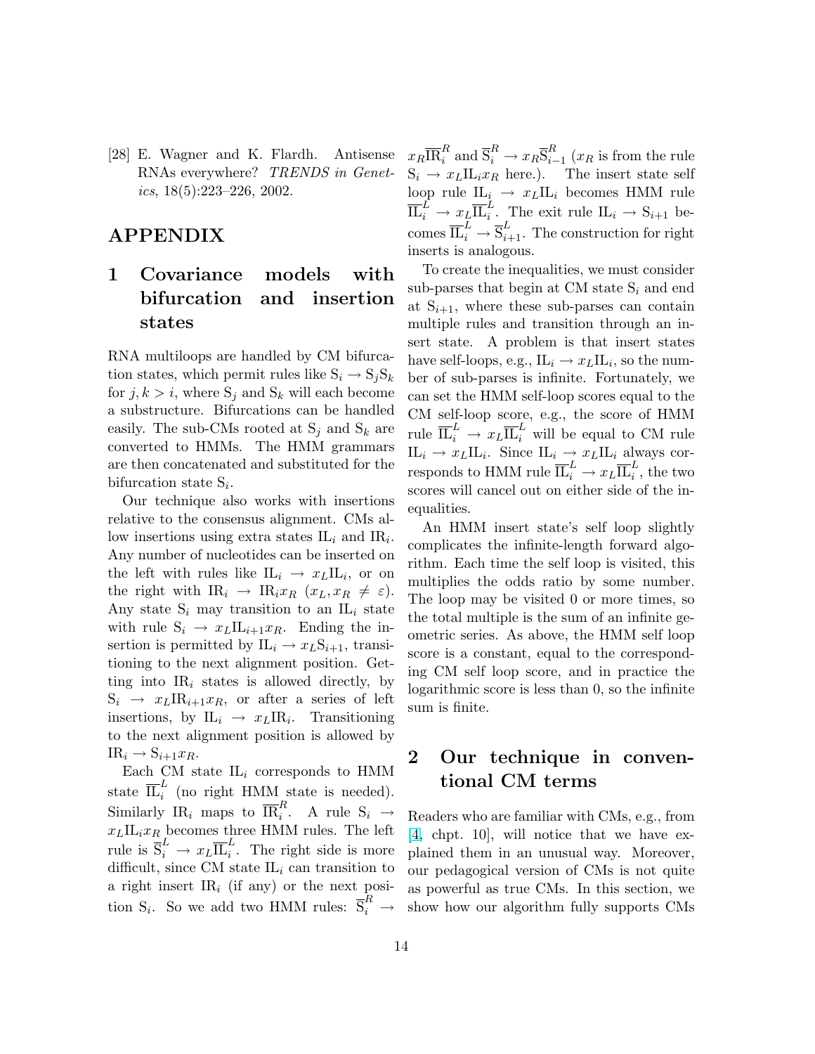[28] E. Wagner and K. Flardh. Antisense RNAs everywhere? *TRENDS in Genetics*, 18(5):223–226, 2002.

# APPENDIX

## 1 Covariance models with bifurcation and insertion states

RNA multiloops are handled by CM bifurcation states, which permit rules like $\mathrm{S}_i \to \mathrm{S}_j\mathrm{S}_k$ for $j, k > i$, where $\mathrm{S}_j$ and $\mathrm{S}_k$ will each become a substructure. Bifurcations can be handled easily. The sub-CMs rooted at $\mathrm{S}_j$ and $\mathrm{S}_k$ are converted to HMMs. The HMM grammars are then concatenated and substituted for the bifurcation state $\mathrm{S}_i$.

Our technique also works with insertions relative to the consensus alignment. CMs allow insertions using extra states $\mathrm{IL}_i$ and $\mathrm{IR}_i$. Any number of nucleotides can be inserted on the left with rules like $\mathrm{IL}_i \to x_L\mathrm{IL}_i$, or on the right with $\mathrm{IR}_i \to \mathrm{IR}_i x_R$ $(x_L, x_R \neq \varepsilon)$. Any state $\mathrm{S}_i$ may transition to an $\mathrm{IL}_i$ state with rule $\mathrm{S}_i \to x_L\mathrm{IL}_{i+1}x_R$. Ending the insertion is permitted by $\mathrm{IL}_i \to x_L\mathrm{S}_{i+1}$, transitioning to the next alignment position. Getting into $\mathrm{IR}_i$ states is allowed directly, by $\mathrm{S}_i \to x_L\mathrm{IR}_{i+1}x_R$, or after a series of left insertions, by $\mathrm{IL}_i \to x_L\mathrm{IR}_i$. Transitioning to the next alignment position is allowed by $\mathrm{IR}_i \to \mathrm{S}_{i+1}x_R$.

Each CM state $\mathrm{IL}_i$ corresponds to HMM state $\overline{\mathrm{IL}}_i^L$ (no right HMM state is needed). Similarly $\mathrm{IR}_i$ maps to $\overline{\mathrm{IR}}_i^R$. A rule $\mathrm{S}_i \to x_L\mathrm{IL}_i x_R$ becomes three HMM rules. The left rule is $\overline{\mathrm{S}}_i^L \to x_L\overline{\mathrm{IL}}_i^L$. The right side is more difficult, since CM state $\mathrm{IL}_i$ can transition to a right insert $\mathrm{IR}_i$ (if any) or the next position $\mathrm{S}_i$. So we add two HMM rules: $\overline{\mathrm{S}}_i^R \to x_R\overline{\mathrm{IR}}_i^R$ and $\overline{\mathrm{S}}_i^R \to x_R\overline{\mathrm{S}}_{i-1}^R$ ($x_R$ is from the rule $\mathrm{S}_i \to x_L\mathrm{IL}_i x_R$ here.). The insert state self loop rule $\mathrm{IL}_i \to x_L\mathrm{IL}_i$ becomes HMM rule $\overline{\mathrm{IL}}_i^L \to x_L\overline{\mathrm{IL}}_i^L$. The exit rule $\mathrm{IL}_i \to \mathrm{S}_{i+1}$ becomes $\overline{\mathrm{IL}}_i^L \to \overline{\mathrm{S}}_{i+1}^L$. The construction for right inserts is analogous.

To create the inequalities, we must consider sub-parses that begin at CM state $\mathrm{S}_i$ and end at $\mathrm{S}_{i+1}$, where these sub-parses can contain multiple rules and transition through an insert state. A problem is that insert states have self-loops, e.g., $\mathrm{IL}_i \to x_L\mathrm{IL}_i$, so the number of sub-parses is infinite. Fortunately, we can set the HMM self-loop scores equal to the CM self-loop score, e.g., the score of HMM rule $\overline{\mathrm{IL}}_i^L \to x_L\overline{\mathrm{IL}}_i^L$ will be equal to CM rule $\mathrm{IL}_i \to x_L\mathrm{IL}_i$. Since $\mathrm{IL}_i \to x_L\mathrm{IL}_i$ always corresponds to HMM rule $\overline{\mathrm{IL}}_i^L \to x_L\overline{\mathrm{IL}}_i^L$, the two scores will cancel out on either side of the inequalities.

An HMM insert state's self loop slightly complicates the infinite-length forward algorithm. Each time the self loop is visited, this multiplies the odds ratio by some number. The loop may be visited 0 or more times, so the total multiple is the sum of an infinite geometric series. As above, the HMM self loop score is a constant, equal to the corresponding CM self loop score, and in practice the logarithmic score is less than 0, so the infinite sum is finite.

## 2 Our technique in conventional CM terms

Readers who are familiar with CMs, e.g., from [4, chpt. 10], will notice that we have explained them in an unusual way. Moreover, our pedagogical version of CMs is not quite as powerful as true CMs. In this section, we show how our algorithm fully supports CMs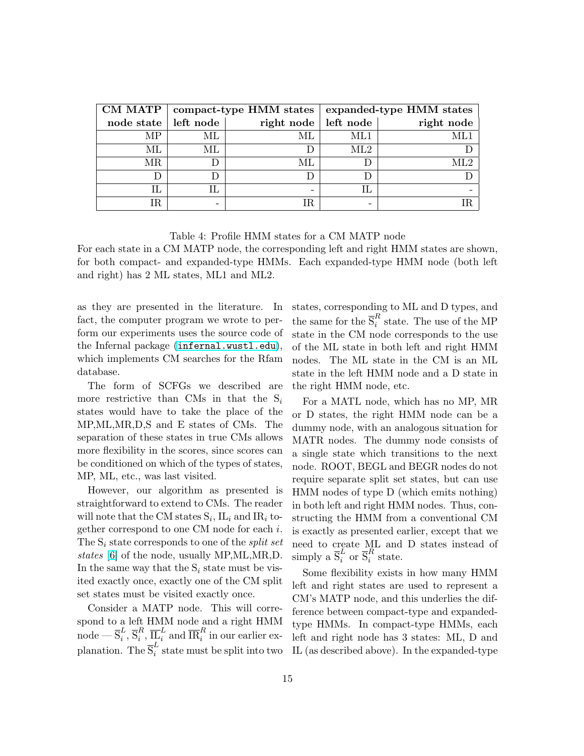| CM MATP | compact-type HMM states | | expanded-type HMM states | |
|---:|---:|---:|---:|---:|
| node state | left node | right node | left node | right node |
| MP | ML | ML | ML1 | ML1 |
| ML | ML | D | ML2 | D |
| MR | D | ML | D | ML2 |
| D | D | D | D | D |
| IL | IL | - | IL | - |
| IR | - | IR | - | IR |

Table 4: Profile HMM states for a CM MATP node

For each state in a CM MATP node, the corresponding left and right HMM states are shown, for both compact- and expanded-type HMMs. Each expanded-type HMM node (both left and right) has 2 ML states, ML1 and ML2.

as they are presented in the literature. In fact, the computer program we wrote to perform our experiments uses the source code of the Infernal package (`infernal.wustl.edu`), which implements CM searches for the Rfam database.

The form of SCFGs we described are more restrictive than CMs in that the $S_i$ states would have to take the place of the MP,ML,MR,D,S and E states of CMs. The separation of these states in true CMs allows more flexibility in the scores, since scores can be conditioned on which of the types of states, MP, ML, etc., was last visited.

However, our algorithm as presented is straightforward to extend to CMs. The reader will note that the CM states $S_i$, $IL_i$ and $IR_i$ together correspond to one CM node for each $i$. The $S_i$ state corresponds to one of the *split set states* [6] of the node, usually MP,ML,MR,D. In the same way that the $S_i$ state must be visited exactly once, exactly one of the CM split set states must be visited exactly once.

Consider a MATP node. This will correspond to a left HMM node and a right HMM node — $\overline{S}_i^L$, $\overline{S}_i^R$, $\overline{IL}_i^L$ and $\overline{IR}_i^R$ in our earlier explanation. The $\overline{S}_i^L$ state must be split into two states, corresponding to ML and D types, and the same for the $\overline{S}_i^R$ state. The use of the MP state in the CM node corresponds to the use of the ML state in both left and right HMM nodes. The ML state in the CM is an ML state in the left HMM node and a D state in the right HMM node, etc.

For a MATL node, which has no MP, MR or D states, the right HMM node can be a dummy node, with an analogous situation for MATR nodes. The dummy node consists of a single state which transitions to the next node. ROOT, BEGL and BEGR nodes do not require separate split set states, but can use HMM nodes of type D (which emits nothing) in both left and right HMM nodes. Thus, constructing the HMM from a conventional CM is exactly as presented earlier, except that we need to create ML and D states instead of simply a $\overline{S}_i^L$ or $\overline{S}_i^R$ state.

Some flexibility exists in how many HMM left and right states are used to represent a CM's MATP node, and this underlies the difference between compact-type and expanded-type HMMs. In compact-type HMMs, each left and right node has 3 states: ML, D and IL (as described above). In the expanded-type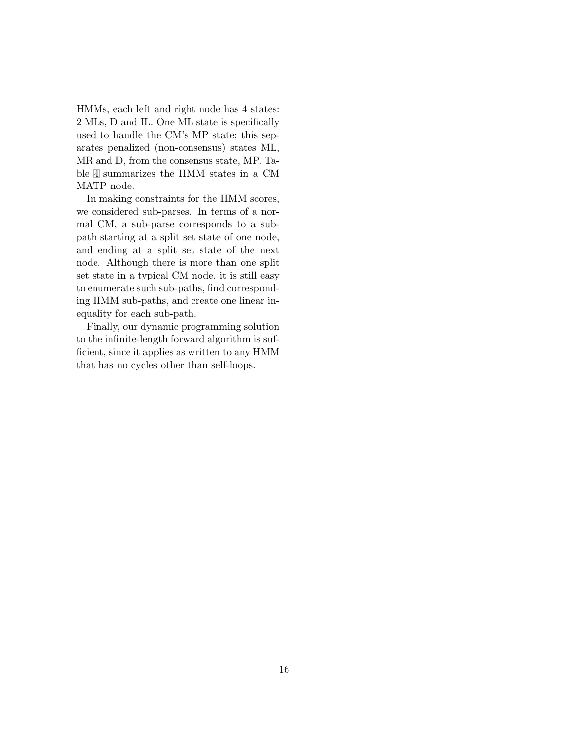HMMs, each left and right node has 4 states: 2 MLs, D and IL. One ML state is specifically used to handle the CM's MP state; this separates penalized (non-consensus) states ML, MR and D, from the consensus state, MP. Table 4 summarizes the HMM states in a CM MATP node.

In making constraints for the HMM scores, we considered sub-parses. In terms of a normal CM, a sub-parse corresponds to a sub-path starting at a split set state of one node, and ending at a split set state of the next node. Although there is more than one split set state in a typical CM node, it is still easy to enumerate such sub-paths, find corresponding HMM sub-paths, and create one linear inequality for each sub-path.

Finally, our dynamic programming solution to the infinite-length forward algorithm is sufficient, since it applies as written to any HMM that has no cycles other than self-loops.